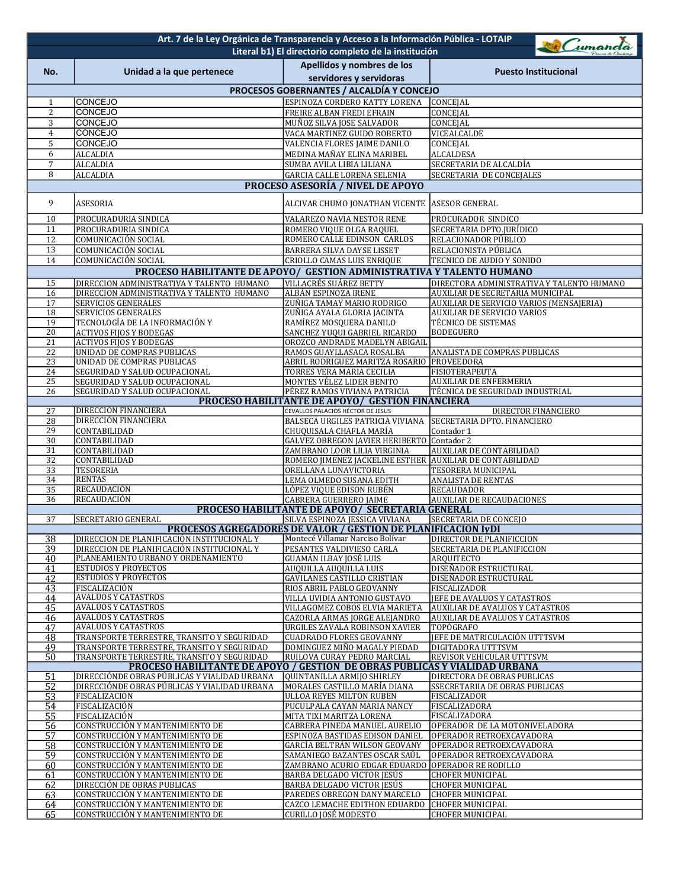**Art. 7 de la Ley Orgánica de Transparencia y Acceso a la Información Pública - LOTAIP**

**Literal b1) El directorio completo de la institución**

| No. | Unidad a la que pertenece | Apellidos y nombres de los servidores y servidoras | Puesto Institucional |
|---|---|---|---|
| **PROCESOS GOBERNANTES / ALCALDÍA Y CONCEJO** | | | |
| 1 | CONCEJO | ESPINOZA CORDERO KATTY LORENA | CONCEJAL |
| 2 | CONCEJO | FREIRE ALBAN FREDI EFRAIN | CONCEJAL |
| 3 | CONCEJO | MUÑOZ SILVA JOSE SALVADOR | CONCEJAL |
| 4 | CONCEJO | VACA MARTINEZ GUIDO ROBERTO | VICEALCALDE |
| 5 | CONCEJO | VALENCIA FLORES JAIME DANILO | CONCEJAL |
| 6 | ALCALDIA | MEDINA MAÑAY ELINA MARIBEL | ALCALDESA |
| 7 | ALCALDIA | SUMBA AVILA LIBIA LILIANA | SECRETARIA DE ALCALDÍA |
| 8 | ALCALDIA | GARCIA CALLE LORENA SELENIA | SECRETARIA DE CONCEJALES |
| **PROCESO ASESORÍA / NIVEL DE APOYO** | | | |
| 9 | ASESORIA | ALCIVAR CHUMO JONATHAN VICENTE | ASESOR GENERAL |
| 10 | PROCURADURIA SINDICA | VALAREZO NAVIA NESTOR RENE | PROCURADOR SINDICO |
| 11 | PROCURADURIA SINDICA | ROMERO VIQUE OLGA RAQUEL | SECRETARIA DPTO.JURÍDICO |
| 12 | COMUNICACIÓN SOCIAL | ROMERO CALLE EDINSON CARLOS | RELACIONADOR PÚBLICO |
| 13 | COMUNICACIÓN SOCIAL | BARRERA SILVA DAYSE LISSET | RELACIONISTA PÚBLICA |
| 14 | COMUNICACIÓN SOCIAL | CRIOLLO CAMAS LUIS ENRIQUE | TECNICO DE AUDIO Y SONIDO |
| **PROCESO HABILITANTE DE APOYO/ GESTION ADMINISTRATIVA Y TALENTO HUMANO** | | | |
| 15 | DIRECCION ADMINISTRATIVA Y TALENTO HUMANO | VILLACRÉS SUÁREZ BETTY | DIRECTORA ADMINISTRATIVA Y TALENTO HUMANO |
| 16 | DIRECCION ADMINISTRATIVA Y TALENTO HUMANO | ALBÁN ESPINOZA IRENE | AUXILIAR DE SECRETARIA MUNICIPAL |
| 17 | SERVICIOS GENERALES | ZUÑIGA TAMAY MARIO RODRIGO | AUXILIAR DE SERVICIO VARIOS (MENSAJERIA) |
| 18 | SERVICIOS GENERALES | ZUÑIGA AYALA GLORIA JACINTA | AUXILIAR DE SERVICIO VARIOS |
| 19 | TECNOLOGÍA DE LA INFORMACIÓN Y | RAMÍREZ MOSQUERA DANILO | TÉCNICO DE SISTEMAS |
| 20 | ACTIVOS FIJOS Y BODEGAS | SANCHEZ YUQUI GABRIEL RICARDO | BODEGUERO |
| 21 | ACTIVOS FIJOS Y BODEGAS | OROZCO ANDRADE MADELYN ABIGAIL | |
| 22 | UNIDAD DE COMPRAS PUBLICAS | RAMOS GUAYLLASACA ROSALBA | ANALISTA DE COMPRAS PUBLICAS |
| 23 | UNIDAD DE COMPRAS PUBLICAS | ABRIL RODRIGUEZ MARITZA ROSARIO | PROVEEDORA |
| 24 | SEGURIDAD Y SALUD OCUPACIONAL | TORRES VERA MARIA CECILIA | FISIOTERAPEUTA |
| 25 | SEGURIDAD Y SALUD OCUPACIONAL | MONTES VÉLEZ LIDER BENITO | AUXILIAR DE ENFERMERIA |
| 26 | SEGURIDAD Y SALUD OCUPACIONAL | PÉREZ RAMOS VIVIANA PATRICIA | TÉCNICA DE SEGURIDAD INDUSTRIAL |
| **PROCESO HABILITANTE DE APOYO/ GESTION FINANCIERA** | | | |
| 27 | DIRECCIÓN FINANCIERA | CEVALLOS PALACIOS HÉCTOR DE JESUS | DIRECTOR FINANCIERO |
| 28 | DIRECCIÓN FINANCIERA | BALSECA URGILES PATRICIA VIVIANA | SECRETARIA DPTO. FINANCIERO |
| 29 | CONTABILIDAD | CHUQUISALA CHAFLA MARÍA | Contador 1 |
| 30 | CONTABILIDAD | GALVEZ OBREGON JAVIER HERIBERTO | Contador 2 |
| 31 | CONTABILIDAD | ZAMBRANO LOOR LILIA VIRGINIA | AUXILIAR DE CONTABILIDAD |
| 32 | CONTABILIDAD | ROMERO JIMENEZ JACKELINE ESTHER | AUXILIAR DE CONTABILIDAD |
| 33 | TESORERIA | ORELLANA LUNAVICTORIA | TESORERA MUNICIPAL |
| 34 | RENTAS | LEMA OLMEDO SUSANA EDITH | ANALISTA DE RENTAS |
| 35 | RECAUDACIÓN | LÓPEZ VIQUE EDISON RUBÉN | RECAUDADOR |
| 36 | RECAUDACIÓN | CABRERA GUERRERO JAIME | AUXILIAR DE RECAUDACIONES |
| **PROCESO HABILITANTE DE APOYO/ SECRETARIA GENERAL** | | | |
| 37 | SECRETARIO GENERAL | SILVA ESPINOZA JESSICA VIVIANA | SECRETARIA DE CONCEJO |
| **PROCESOS AGREGADORES DE VALOR / GESTION DE PLANIFICACION IyDI** | | | |
| 38 | DIRECCION DE PLANIFICACIÓN INSTITUCIONAL Y | Montecé Villamar Narciso Bolívar | DIRECTOR DE PLANIFICCION |
| 39 | DIRECCION DE PLANIFICACIÓN INSTITUCIONAL Y | PESANTES VALDIVIESO CARLA | SECRETARIA DE PLANIFICCION |
| 40 | PLANEAMIENTO URBANO Y ORDENAMIENTO | GUAMÁN ILBAY JOSÉ LUIS | ARQUITECTO |
| 41 | ESTUDIOS Y PROYECTOS | AUQUILLA AUQUILLA LUIS | DISEÑADOR ESTRUCTURAL |
| 42 | ESTUDIOS Y PROYECTOS | GAVILANES CASTILLO CRISTIAN | DISEÑADOR ESTRUCTURAL |
| 43 | FISCALIZACIÓN | RIOS ABRIL PABLO GEOVANNY | FISCALIZADOR |
| 44 | AVALUOS Y CATASTROS | VILLA UVIDIA ANTONIO GUSTAVO | JEFE DE AVALUOS Y CATASTROS |
| 45 | AVALUOS Y CATASTROS | VILLAGOMEZ COBOS ELVIA MARIETA | AUXILIAR DE AVALUOS Y CATASTROS |
| 46 | AVALUOS Y CATASTROS | CAZORLA ARMAS JORGE ALEJANDRO | AUXILIAR DE AVALUOS Y CATASTROS |
| 47 | AVALUOS Y CATASTROS | URGILES ZAVALA ROBINSON XAVIER | TOPÓGRAFO |
| 48 | TRANSPORTE TERRESTRE, TRANSITO Y SEGURIDAD | CUADRADO FLORES GEOVANNY | JEFE DE MATRICULACIÓN UTTTSVM |
| 49 | TRANSPORTE TERRESTRE, TRANSITO Y SEGURIDAD | DOMINGUEZ MIÑO MAGALY PIEDAD | DIGITADORA UTTTSVM |
| 50 | TRANSPORTE TERRESTRE, TRANSITO Y SEGURIDAD | RUILOVA CURAY PEDRO MARCIAL | REVISOR VEHICULAR UTTTSVM |
| **PROCESO HABILITANTE DE APOYO / GESTION DE OBRAS PUBLICAS Y VIALIDAD URBANA** | | | |
| 51 | DIRECCIÓNDE OBRAS PÚBLICAS Y VIALIDAD URBANA | QUINTANILLA ARMIJO SHIRLEY | DIRECTORA DE OBRAS PUBLICAS |
| 52 | DIRECCIÓNDE OBRAS PÚBLICAS Y VIALIDAD URBANA | MORALES CASTILLO MARÍA DIANA | SSECRETARIIA DE OBRAS PUBLICAS |
| 53 | FISCALIZACIÓN | ULLOA REYES MILTON RUBEN | FISCALIZADOR |
| 54 | FISCALIZACIÓN | PUCULPALA CAYAN MARIA NANCY | FISCALIZADORA |
| 55 | FISCALIZACIÓN | MITA TIXI MARITZA LORENA | FISCALIZADORA |
| 56 | CONSTRUCCIÓN Y MANTENIMIENTO DE | CABRERA PINEDA MANUEL AURELIO | OPERADOR DE LA MOTONIVELADORA |
| 57 | CONSTRUCCIÓN Y MANTENIMIENTO DE | ESPINOZA BASTIDAS EDISON DANIEL | OPERADOR RETROEXCAVADORA |
| 58 | CONSTRUCCIÓN Y MANTENIMIENTO DE | GARCÍA BELTRÁN WILSON GEOVANY | OPERADOR RETROEXCAVADORA |
| 59 | CONSTRUCCIÓN Y MANTENIMIENTO DE | SAMANIEGO BAZANTES OSCAR SAÚL | OPERADOR RETROEXCAVADORA |
| 60 | CONSTRUCCIÓN Y MANTENIMIENTO DE | ZAMBRANO ACURIO EDGAR EDUARDO | OPERADOR RE RODILLO |
| 61 | CONSTRUCCIÓN Y MANTENIMIENTO DE | BARBA DELGADO VICTOR JESÚS | CHOFER MUNICIPAL |
| 62 | DIRECCIÓN DE OBRAS PUBLICAS | BARBA DELGADO VICTOR JESÚS | CHOFER MUNICIPAL |
| 63 | CONSTRUCCIÓN Y MANTENIMIENTO DE | PAREDES OBREGON DANY MARCELO | CHOFER MUNICIPAL |
| 64 | CONSTRUCCIÓN Y MANTENIMIENTO DE | CAZCO LEMACHE EDITHON EDUARDO | CHOFER MUNICIPAL |
| 65 | CONSTRUCCIÓN Y MANTENIMIENTO DE | CURILLO JOSÉ MODESTO | CHOFER MUNICIPAL |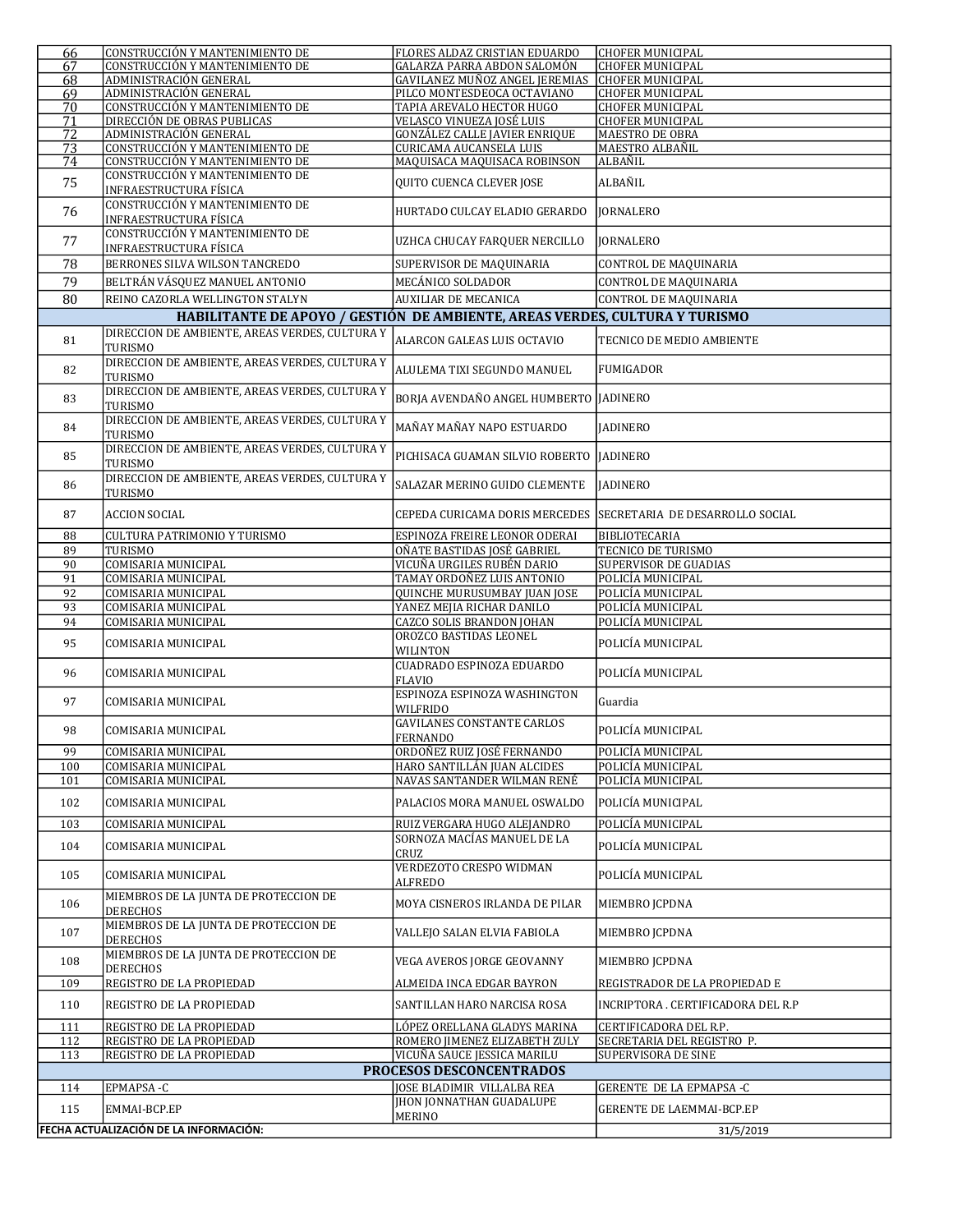| | | | |
|---|---|---|---|
| 66 | CONSTRUCCIÓN Y MANTENIMIENTO DE | FLORES ALDAZ CRISTIAN EDUARDO | CHOFER MUNICIPAL |
| 67 | CONSTRUCCIÓN Y MANTENIMIENTO DE | GALARZA PARRA ABDON SALOMÓN | CHOFER MUNICIPAL |
| 68 | ADMINISTRACIÓN GENERAL | GAVILANEZ MUÑOZ ANGEL JEREMIAS | CHOFER MUNICIPAL |
| 69 | ADMINISTRACIÓN GENERAL | PILCO MONTESDEOCA OCTAVIANO | CHOFER MUNICIPAL |
| 70 | CONSTRUCCIÓN Y MANTENIMIENTO DE | TAPIA AREVALO HECTOR HUGO | CHOFER MUNICIPAL |
| 71 | DIRECCIÓN DE OBRAS PUBLICAS | VELASCO VINUEZA JOSÉ LUIS | CHOFER MUNICIPAL |
| 72 | ADMINISTRACIÓN GENERAL | GONZÁLEZ CALLE JAVIER ENRIQUE | MAESTRO DE OBRA |
| 73 | CONSTRUCCIÓN Y MANTENIMIENTO DE | CURICAMA AUCANSELA LUIS | MAESTRO ALBAÑIL |
| 74 | CONSTRUCCIÓN Y MANTENIMIENTO DE | MAQUISACA MAQUISACA ROBINSON | ALBAÑIL |
| 75 | CONSTRUCCIÓN Y MANTENIMIENTO DE INFRAESTRUCTURA FÍSICA | QUITO CUENCA CLEVER JOSE | ALBAÑIL |
| 76 | CONSTRUCCIÓN Y MANTENIMIENTO DE INFRAESTRUCTURA FÍSICA | HURTADO CULCAY ELADIO GERARDO | JORNALERO |
| 77 | CONSTRUCCIÓN Y MANTENIMIENTO DE INFRAESTRUCTURA FÍSICA | UZHCA CHUCAY FARQUER NERCILLO | JORNALERO |
| 78 | BERRONES SILVA WILSON TANCREDO | SUPERVISOR DE MAQUINARIA | CONTROL DE MAQUINARIA |
| 79 | BELTRÁN VÁSQUEZ MANUEL ANTONIO | MECÁNICO SOLDADOR | CONTROL DE MAQUINARIA |
| 80 | REINO CAZORLA WELLINGTON STALYN | AUXILIAR DE MECANICA | CONTROL DE MAQUINARIA |
| **HABILITANTE DE APOYO / GESTIÓN DE AMBIENTE, AREAS VERDES, CULTURA Y TURISMO** | | | |
| 81 | DIRECCION DE AMBIENTE, AREAS VERDES, CULTURA Y TURISMO | ALARCON GALEAS LUIS OCTAVIO | TECNICO DE MEDIO AMBIENTE |
| 82 | DIRECCION DE AMBIENTE, AREAS VERDES, CULTURA Y TURISMO | ALULEMA TIXI SEGUNDO MANUEL | FUMIGADOR |
| 83 | DIRECCION DE AMBIENTE, AREAS VERDES, CULTURA Y TURISMO | BORJA AVENDAÑO ANGEL HUMBERTO | JADINERO |
| 84 | DIRECCION DE AMBIENTE, AREAS VERDES, CULTURA Y TURISMO | MAÑAY MAÑAY NAPO ESTUARDO | JADINERO |
| 85 | DIRECCION DE AMBIENTE, AREAS VERDES, CULTURA Y TURISMO | PICHISACA GUAMAN SILVIO ROBERTO | JADINERO |
| 86 | DIRECCION DE AMBIENTE, AREAS VERDES, CULTURA Y TURISMO | SALAZAR MERINO GUIDO CLEMENTE | JADINERO |
| 87 | ACCION SOCIAL | CEPEDA CURICAMA DORIS MERCEDES | SECRETARIA DE DESARROLLO SOCIAL |
| 88 | CULTURA PATRIMONIO Y TURISMO | ESPINOZA FREIRE LEONOR ODERAI | BIBLIOTECARIA |
| 89 | TURISMO | OÑATE BASTIDAS JOSÉ GABRIEL | TECNICO DE TURISMO |
| 90 | COMISARIA MUNICIPAL | VICUÑA URGILES RUBÉN DARIO | SUPERVISOR DE GUADIAS |
| 91 | COMISARIA MUNICIPAL | TAMAY ORDOÑEZ LUIS ANTONIO | POLICÍA MUNICIPAL |
| 92 | COMISARIA MUNICIPAL | QUINCHE MURUSUMBAY JUAN JOSE | POLICÍA MUNICIPAL |
| 93 | COMISARIA MUNICIPAL | YANEZ MEJIA RICHAR DANILO | POLICÍA MUNICIPAL |
| 94 | COMISARIA MUNICIPAL | CAZCO SOLIS BRANDON JOHAN | POLICÍA MUNICIPAL |
| 95 | COMISARIA MUNICIPAL | OROZCO BASTIDAS LEONEL WILINTON | POLICÍA MUNICIPAL |
| 96 | COMISARIA MUNICIPAL | CUADRADO ESPINOZA EDUARDO FLAVIO | POLICÍA MUNICIPAL |
| 97 | COMISARIA MUNICIPAL | ESPINOZA ESPINOZA WASHINGTON WILFRIDO | Guardia |
| 98 | COMISARIA MUNICIPAL | GAVILANES CONSTANTE CARLOS FERNANDO | POLICÍA MUNICIPAL |
| 99 | COMISARIA MUNICIPAL | ORDOÑEZ RUIZ JOSÉ FERNANDO | POLICÍA MUNICIPAL |
| 100 | COMISARIA MUNICIPAL | HARO SANTILLÁN JUAN ALCIDES | POLICÍA MUNICIPAL |
| 101 | COMISARIA MUNICIPAL | NAVAS SANTANDER WILMAN RENÉ | POLICÍA MUNICIPAL |
| 102 | COMISARIA MUNICIPAL | PALACIOS MORA MANUEL OSWALDO | POLICÍA MUNICIPAL |
| 103 | COMISARIA MUNICIPAL | RUIZ VERGARA HUGO ALEJANDRO | POLICÍA MUNICIPAL |
| 104 | COMISARIA MUNICIPAL | SORNOZA MACÍAS MANUEL DE LA CRUZ | POLICÍA MUNICIPAL |
| 105 | COMISARIA MUNICIPAL | VERDEZOTO CRESPO WIDMAN ALFREDO | POLICÍA MUNICIPAL |
| 106 | MIEMBROS DE LA JUNTA DE PROTECCION DE DERECHOS | MOYA CISNEROS IRLANDA DE PILAR | MIEMBRO JCPDNA |
| 107 | MIEMBROS DE LA JUNTA DE PROTECCION DE DERECHOS | VALLEJO SALAN ELVIA FABIOLA | MIEMBRO JCPDNA |
| 108 | MIEMBROS DE LA JUNTA DE PROTECCION DE DERECHOS | VEGA AVEROS JORGE GEOVANNY | MIEMBRO JCPDNA |
| 109 | REGISTRO DE LA PROPIEDAD | ALMEIDA INCA EDGAR BAYRON | REGISTRADOR DE LA PROPIEDAD E |
| 110 | REGISTRO DE LA PROPIEDAD | SANTILLAN HARO NARCISA ROSA | INCRIPTORA . CERTIFICADORA DEL R.P |
| 111 | REGISTRO DE LA PROPIEDAD | LÓPEZ ORELLANA GLADYS MARINA | CERTIFICADORA DEL R.P. |
| 112 | REGISTRO DE LA PROPIEDAD | ROMERO JIMENEZ ELIZABETH ZULY | SECRETARIA DEL REGISTRO P. |
| 113 | REGISTRO DE LA PROPIEDAD | VICUÑA SAUCE JESSICA MARILU | SUPERVISORA DE SINE |
| **PROCESOS DESCONCENTRADOS** | | | |
| 114 | EPMAPSA -C | JOSE BLADIMIR VILLALBA REA | GERENTE DE LA EPMAPSA -C |
| 115 | EMMAI-BCP.EP | JHON JONNATHAN GUADALUPE MERINO | GERENTE DE LAEMMAI-BCP.EP |
| **FECHA ACTUALIZACIÓN DE LA INFORMACIÓN:** | | | 31/5/2019 |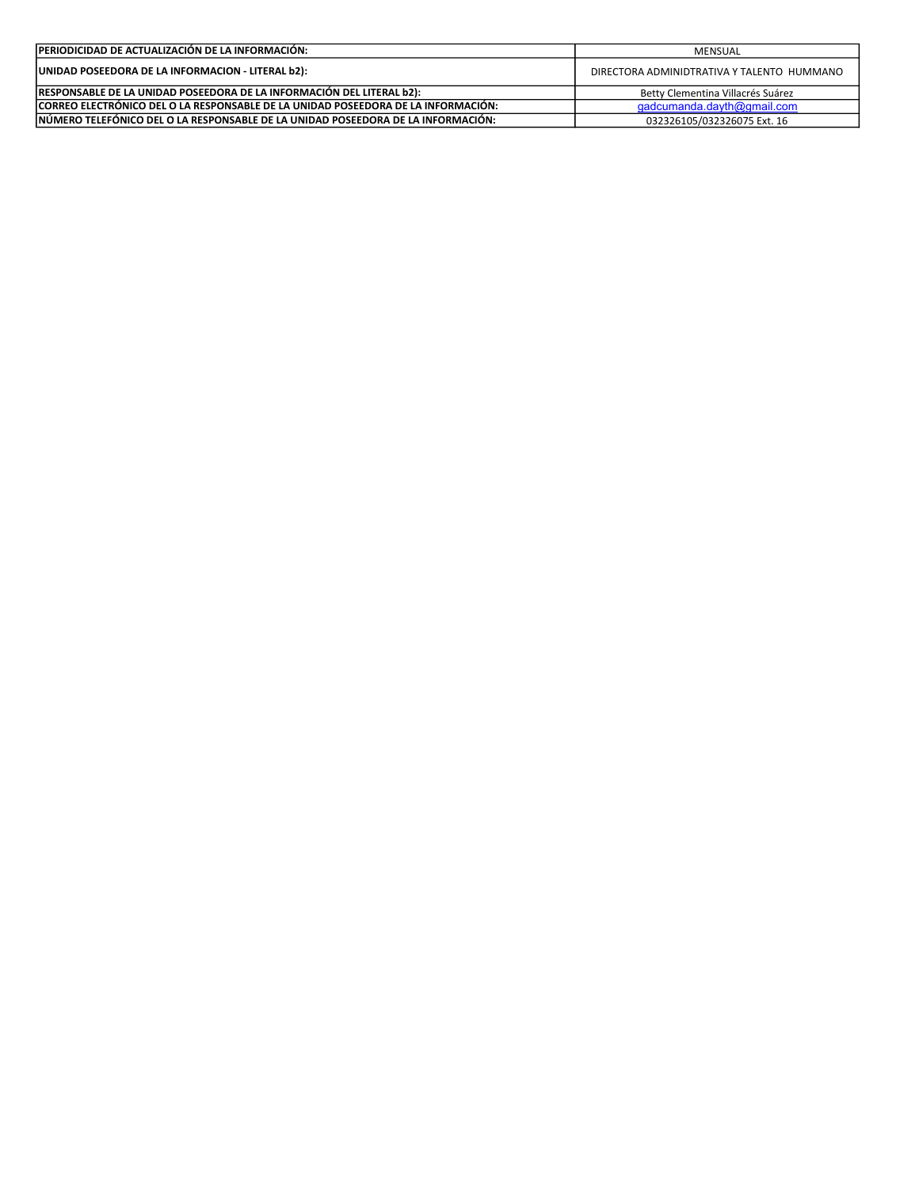| | |
|---|---|
| **PERIODICIDAD DE ACTUALIZACIÓN DE LA INFORMACIÓN:** | MENSUAL |
| **UNIDAD POSEEDORA DE LA INFORMACION - LITERAL b2):** | DIRECTORA ADMINIDTRATIVA Y TALENTO HUMMANO |
| **RESPONSABLE DE LA UNIDAD POSEEDORA DE LA INFORMACIÓN DEL LITERAL b2):** | Betty Clementina Villacrés Suárez |
| **CORREO ELECTRÓNICO DEL O LA RESPONSABLE DE LA UNIDAD POSEEDORA DE LA INFORMACIÓN:** | gadcumanda.dayth@gmail.com |
| **NÚMERO TELEFÓNICO DEL O LA RESPONSABLE DE LA UNIDAD POSEEDORA DE LA INFORMACIÓN:** | 032326105/032326075 Ext. 16 |